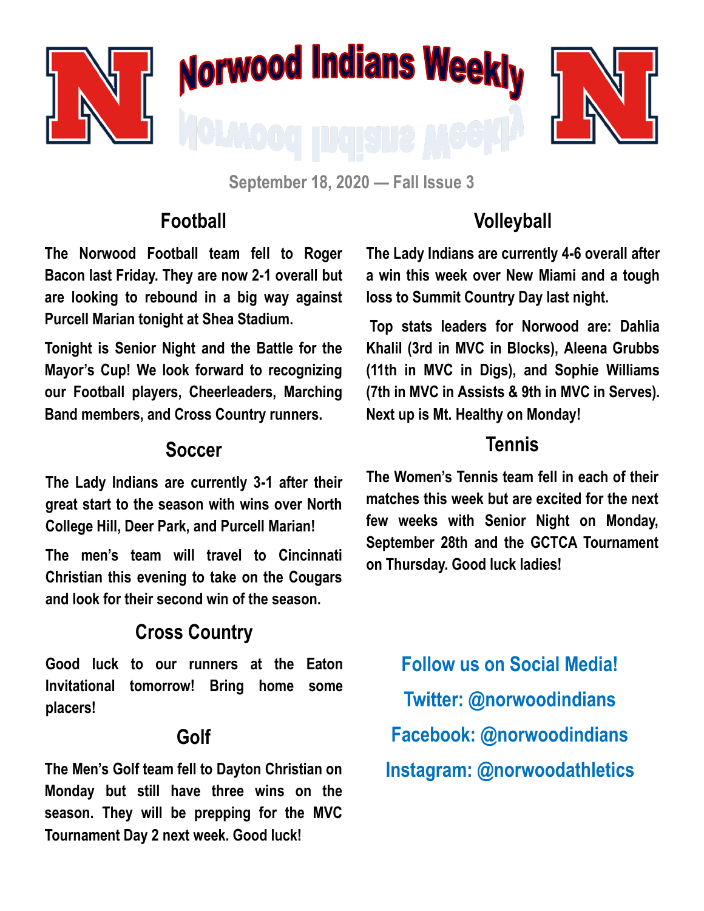# Norwood Indians Weekly

September 18, 2020 — Fall Issue 3

## Football

**The Norwood Football team fell to Roger Bacon last Friday. They are now 2-1 overall but are looking to rebound in a big way against Purcell Marian tonight at Shea Stadium.**

**Tonight is Senior Night and the Battle for the Mayor's Cup! We look forward to recognizing our Football players, Cheerleaders, Marching Band members, and Cross Country runners.**

## Soccer

**The Lady Indians are currently 3-1 after their great start to the season with wins over North College Hill, Deer Park, and Purcell Marian!**

**The men's team will travel to Cincinnati Christian this evening to take on the Cougars and look for their second win of the season.**

## Cross Country

**Good luck to our runners at the Eaton Invitational tomorrow! Bring home some placers!**

## Golf

**The Men's Golf team fell to Dayton Christian on Monday but still have three wins on the season. They will be prepping for the MVC Tournament Day 2 next week. Good luck!**

## Volleyball

**The Lady Indians are currently 4-6 overall after a win this week over New Miami and a tough loss to Summit Country Day last night.**

**Top stats leaders for Norwood are: Dahlia Khalil (3rd in MVC in Blocks), Aleena Grubbs (11th in MVC in Digs), and Sophie Williams (7th in MVC in Assists & 9th in MVC in Serves). Next up is Mt. Healthy on Monday!**

## Tennis

**The Women's Tennis team fell in each of their matches this week but are excited for the next few weeks with Senior Night on Monday, September 28th and the GCTCA Tournament on Thursday. Good luck ladies!**

**Follow us on Social Media!**

**Twitter: @norwoodindians**

**Facebook: @norwoodindians**

**Instagram: @norwoodathletics**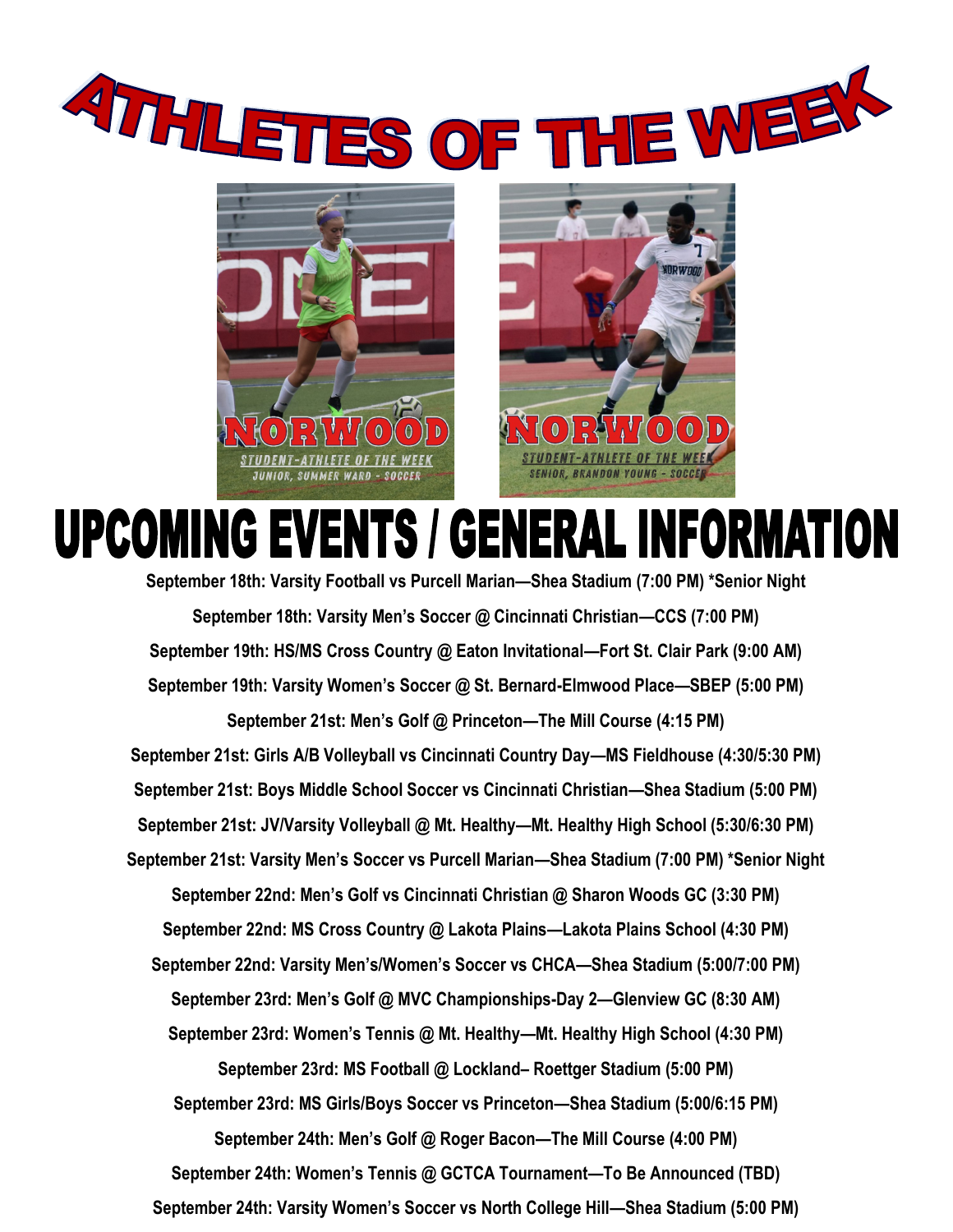# ATHLETES OF THE WEEK

NORWOOD
STUDENT-ATHLETE OF THE WEEK
JUNIOR, SUMMER WARD - SOCCER

NORWOOD
STUDENT-ATHLETE OF THE WEEK
SENIOR, BRANDON YOUNG - SOCCER

# UPCOMING EVENTS / GENERAL INFORMATION

**September 18th: Varsity Football vs Purcell Marian—Shea Stadium (7:00 PM) *Senior Night**

**September 18th: Varsity Men's Soccer @ Cincinnati Christian—CCS (7:00 PM)**

**September 19th: HS/MS Cross Country @ Eaton Invitational—Fort St. Clair Park (9:00 AM)**

**September 19th: Varsity Women's Soccer @ St. Bernard-Elmwood Place—SBEP (5:00 PM)**

**September 21st: Men's Golf @ Princeton—The Mill Course (4:15 PM)**

**September 21st: Girls A/B Volleyball vs Cincinnati Country Day—MS Fieldhouse (4:30/5:30 PM)**

**September 21st: Boys Middle School Soccer vs Cincinnati Christian—Shea Stadium (5:00 PM)**

**September 21st: JV/Varsity Volleyball @ Mt. Healthy—Mt. Healthy High School (5:30/6:30 PM)**

**September 21st: Varsity Men's Soccer vs Purcell Marian—Shea Stadium (7:00 PM) *Senior Night**

**September 22nd: Men's Golf vs Cincinnati Christian @ Sharon Woods GC (3:30 PM)**

**September 22nd: MS Cross Country @ Lakota Plains—Lakota Plains School (4:30 PM)**

**September 22nd: Varsity Men's/Women's Soccer vs CHCA—Shea Stadium (5:00/7:00 PM)**

**September 23rd: Men's Golf @ MVC Championships-Day 2—Glenview GC (8:30 AM)**

**September 23rd: Women's Tennis @ Mt. Healthy—Mt. Healthy High School (4:30 PM)**

**September 23rd: MS Football @ Lockland– Roettger Stadium (5:00 PM)**

**September 23rd: MS Girls/Boys Soccer vs Princeton—Shea Stadium (5:00/6:15 PM)**

**September 24th: Men's Golf @ Roger Bacon—The Mill Course (4:00 PM)**

**September 24th: Women's Tennis @ GCTCA Tournament—To Be Announced (TBD)**

**September 24th: Varsity Women's Soccer vs North College Hill—Shea Stadium (5:00 PM)**